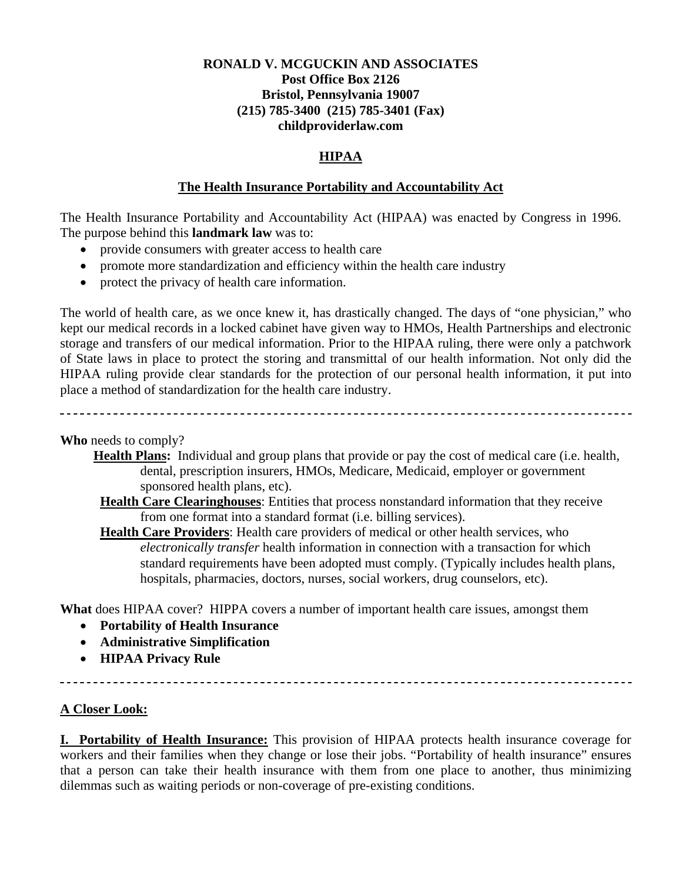**RONALD V. MCGUCKIN AND ASSOCIATES**
**Post Office Box 2126**
**Bristol, Pennsylvania 19007**
**(215) 785-3400 (215) 785-3401 (Fax)**
**childproviderlaw.com**

# HIPAA

## The Health Insurance Portability and Accountability Act

The Health Insurance Portability and Accountability Act (HIPAA) was enacted by Congress in 1996. The purpose behind this **landmark law** was to:

- provide consumers with greater access to health care
- promote more standardization and efficiency within the health care industry
- protect the privacy of health care information.

The world of health care, as we once knew it, has drastically changed. The days of "one physician," who kept our medical records in a locked cabinet have given way to HMOs, Health Partnerships and electronic storage and transfers of our medical information. Prior to the HIPAA ruling, there were only a patchwork of State laws in place to protect the storing and transmittal of our health information. Not only did the HIPAA ruling provide clear standards for the protection of our personal health information, it put into place a method of standardization for the health care industry.

---

**Who** needs to comply?

**Health Plans:** Individual and group plans that provide or pay the cost of medical care (i.e. health, dental, prescription insurers, HMOs, Medicare, Medicaid, employer or government sponsored health plans, etc).

**Health Care Clearinghouses**: Entities that process nonstandard information that they receive from one format into a standard format (i.e. billing services).

**Health Care Providers**: Health care providers of medical or other health services, who *electronically transfer* health information in connection with a transaction for which standard requirements have been adopted must comply. (Typically includes health plans, hospitals, pharmacies, doctors, nurses, social workers, drug counselors, etc).

**What** does HIPAA cover? HIPPA covers a number of important health care issues, amongst them

- **Portability of Health Insurance**
- **Administrative Simplification**
- **HIPAA Privacy Rule**

---

**A Closer Look:**

**I. Portability of Health Insurance:** This provision of HIPAA protects health insurance coverage for workers and their families when they change or lose their jobs. "Portability of health insurance" ensures that a person can take their health insurance with them from one place to another, thus minimizing dilemmas such as waiting periods or non-coverage of pre-existing conditions.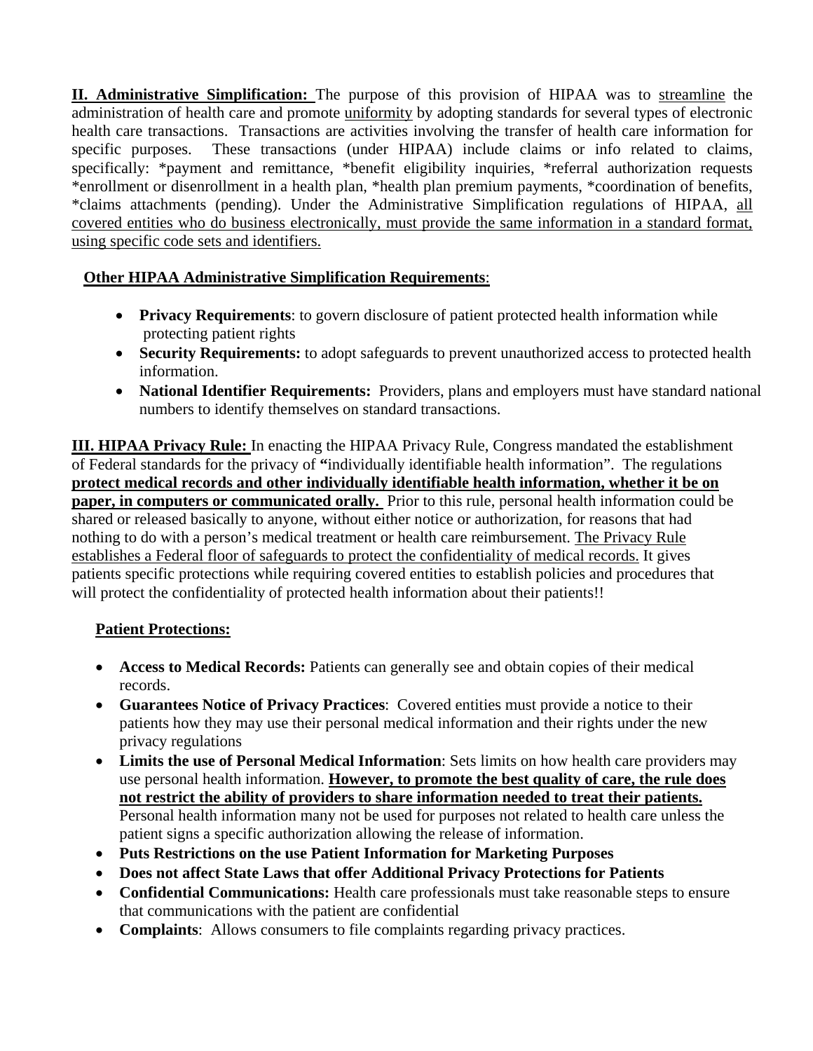**<u>II. Administrative Simplification:</u>** The purpose of this provision of HIPAA was to <u>streamline</u> the administration of health care and promote <u>uniformity</u> by adopting standards for several types of electronic health care transactions. Transactions are activities involving the transfer of health care information for specific purposes. These transactions (under HIPAA) include claims or info related to claims, specifically: *payment and remittance, *benefit eligibility inquiries, *referral authorization requests *enrollment or disenrollment in a health plan, *health plan premium payments, *coordination of benefits, *claims attachments (pending). Under the Administrative Simplification regulations of HIPAA, <u>all covered entities who do business electronically, must provide the same information in a standard format, using specific code sets and identifiers.</u>

**<u>Other HIPAA Administrative Simplification Requirements</u>**:

- **Privacy Requirements**: to govern disclosure of patient protected health information while protecting patient rights
- **Security Requirements:** to adopt safeguards to prevent unauthorized access to protected health information.
- **National Identifier Requirements:** Providers, plans and employers must have standard national numbers to identify themselves on standard transactions.

**<u>III. HIPAA Privacy Rule:</u>** In enacting the HIPAA Privacy Rule, Congress mandated the establishment of Federal standards for the privacy of **"**individually identifiable health information". The regulations **<u>protect medical records and other individually identifiable health information, whether it be on paper, in computers or communicated orally.</u>** Prior to this rule, personal health information could be shared or released basically to anyone, without either notice or authorization, for reasons that had nothing to do with a person's medical treatment or health care reimbursement. <u>The Privacy Rule establishes a Federal floor of safeguards to protect the confidentiality of medical records.</u> It gives patients specific protections while requiring covered entities to establish policies and procedures that will protect the confidentiality of protected health information about their patients!!

**<u>Patient Protections:</u>**

- **Access to Medical Records:** Patients can generally see and obtain copies of their medical records.
- **Guarantees Notice of Privacy Practices**: Covered entities must provide a notice to their patients how they may use their personal medical information and their rights under the new privacy regulations
- **Limits the use of Personal Medical Information**: Sets limits on how health care providers may use personal health information. **<u>However, to promote the best quality of care, the rule does not restrict the ability of providers to share information needed to treat their patients.</u>** Personal health information many not be used for purposes not related to health care unless the patient signs a specific authorization allowing the release of information.
- **Puts Restrictions on the use Patient Information for Marketing Purposes**
- **Does not affect State Laws that offer Additional Privacy Protections for Patients**
- **Confidential Communications:** Health care professionals must take reasonable steps to ensure that communications with the patient are confidential
- **Complaints**: Allows consumers to file complaints regarding privacy practices.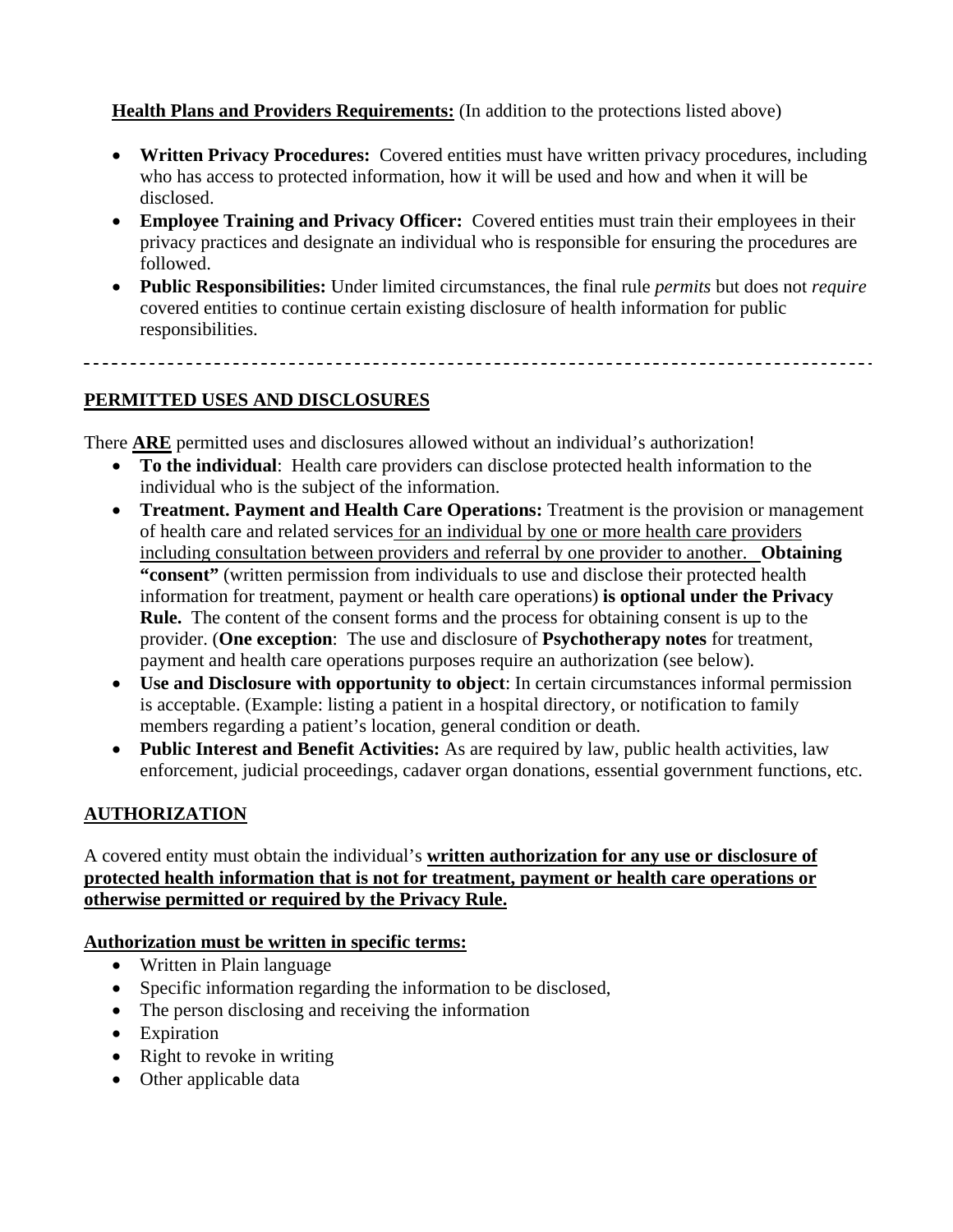**Health Plans and Providers Requirements:** (In addition to the protections listed above)

- **Written Privacy Procedures:** Covered entities must have written privacy procedures, including who has access to protected information, how it will be used and how and when it will be disclosed.
- **Employee Training and Privacy Officer:** Covered entities must train their employees in their privacy practices and designate an individual who is responsible for ensuring the procedures are followed.
- **Public Responsibilities:** Under limited circumstances, the final rule *permits* but does not *require* covered entities to continue certain existing disclosure of health information for public responsibilities.

---

## PERMITTED USES AND DISCLOSURES

There **ARE** permitted uses and disclosures allowed without an individual's authorization!

- **To the individual**: Health care providers can disclose protected health information to the individual who is the subject of the information.
- **Treatment. Payment and Health Care Operations:** Treatment is the provision or management of health care and related services for an individual by one or more health care providers including consultation between providers and referral by one provider to another. **Obtaining "consent"** (written permission from individuals to use and disclose their protected health information for treatment, payment or health care operations) **is optional under the Privacy Rule.** The content of the consent forms and the process for obtaining consent is up to the provider. (**One exception**: The use and disclosure of **Psychotherapy notes** for treatment, payment and health care operations purposes require an authorization (see below).
- **Use and Disclosure with opportunity to object**: In certain circumstances informal permission is acceptable. (Example: listing a patient in a hospital directory, or notification to family members regarding a patient's location, general condition or death.
- **Public Interest and Benefit Activities:** As are required by law, public health activities, law enforcement, judicial proceedings, cadaver organ donations, essential government functions, etc.

## AUTHORIZATION

A covered entity must obtain the individual's **written authorization for any use or disclosure of protected health information that is not for treatment, payment or health care operations or otherwise permitted or required by the Privacy Rule.**

**Authorization must be written in specific terms:**

- Written in Plain language
- Specific information regarding the information to be disclosed,
- The person disclosing and receiving the information
- Expiration
- Right to revoke in writing
- Other applicable data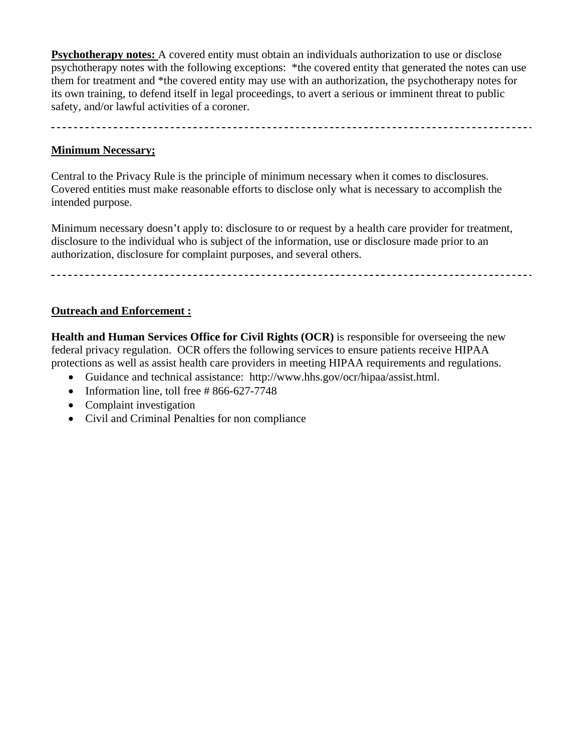**<u>Psychotherapy notes:</u>** A covered entity must obtain an individuals authorization to use or disclose psychotherapy notes with the following exceptions: *the covered entity that generated the notes can use them for treatment and *the covered entity may use with an authorization, the psychotherapy notes for its own training, to defend itself in legal proceedings, to avert a serious or imminent threat to public safety, and/or lawful activities of a coroner.

---

**<u>Minimum Necessary;</u>**

Central to the Privacy Rule is the principle of minimum necessary when it comes to disclosures. Covered entities must make reasonable efforts to disclose only what is necessary to accomplish the intended purpose.

Minimum necessary doesn't apply to: disclosure to or request by a health care provider for treatment, disclosure to the individual who is subject of the information, use or disclosure made prior to an authorization, disclosure for complaint purposes, and several others.

---

**<u>Outreach and Enforcement :</u>**

**Health and Human Services Office for Civil Rights (OCR)** is responsible for overseeing the new federal privacy regulation. OCR offers the following services to ensure patients receive HIPAA protections as well as assist health care providers in meeting HIPAA requirements and regulations.

- Guidance and technical assistance: http://www.hhs.gov/ocr/hipaa/assist.html.
- Information line, toll free # 866-627-7748
- Complaint investigation
- Civil and Criminal Penalties for non compliance